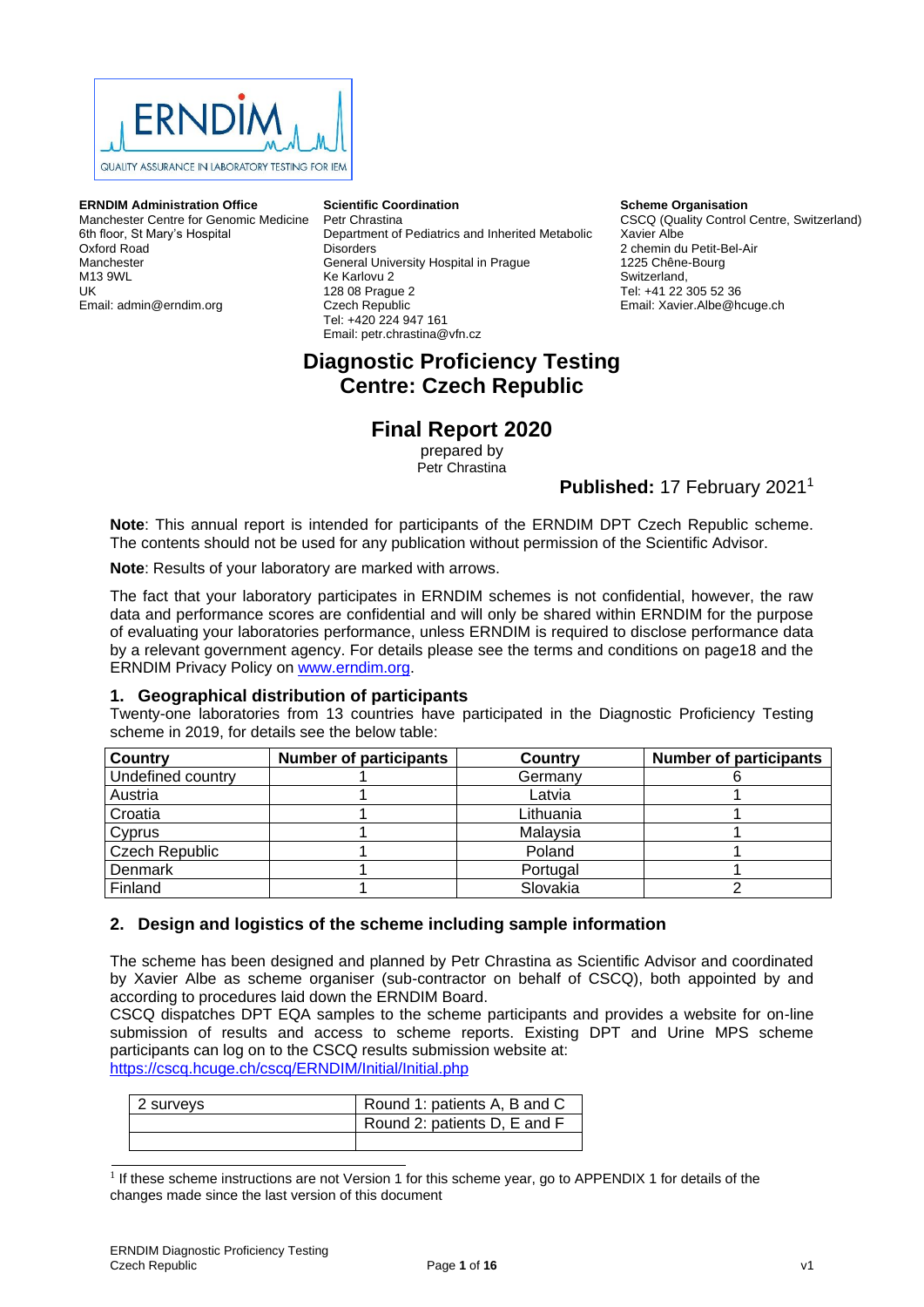**ERNDIM Administration Office**
Manchester Centre for Genomic Medicine
6th floor, St Mary's Hospital
Oxford Road
Manchester
M13 9WL
UK
Email: admin@erndim.org

**Scientific Coordination**
Petr Chrastina
Department of Pediatrics and Inherited Metabolic Disorders
General University Hospital in Prague
Ke Karlovu 2
128 08 Prague 2
Czech Republic
Tel: +420 224 947 161
Email: petr.chrastina@vfn.cz

**Scheme Organisation**
CSCQ (Quality Control Centre, Switzerland)
Xavier Albe
2 chemin du Petit-Bel-Air
1225 Chêne-Bourg
Switzerland,
Tel: +41 22 305 52 36
Email: Xavier.Albe@hcuge.ch

# Diagnostic Proficiency Testing
# Centre: Czech Republic

## Final Report 2020

prepared by
Petr Chrastina

**Published:** 17 February 2021[1]

**Note**: This annual report is intended for participants of the ERNDIM DPT Czech Republic scheme. The contents should not be used for any publication without permission of the Scientific Advisor.

**Note**: Results of your laboratory are marked with arrows.

The fact that your laboratory participates in ERNDIM schemes is not confidential, however, the raw data and performance scores are confidential and will only be shared within ERNDIM for the purpose of evaluating your laboratories performance, unless ERNDIM is required to disclose performance data by a relevant government agency. For details please see the terms and conditions on page18 and the ERNDIM Privacy Policy on www.erndim.org.

## 1. Geographical distribution of participants

Twenty-one laboratories from 13 countries have participated in the Diagnostic Proficiency Testing scheme in 2019, for details see the below table:

| Country | Number of participants | Country | Number of participants |
|---|---|---|---|
| Undefined country | 1 | Germany | 6 |
| Austria | 1 | Latvia | 1 |
| Croatia | 1 | Lithuania | 1 |
| Cyprus | 1 | Malaysia | 1 |
| Czech Republic | 1 | Poland | 1 |
| Denmark | 1 | Portugal | 1 |
| Finland | 1 | Slovakia | 2 |

## 2. Design and logistics of the scheme including sample information

The scheme has been designed and planned by Petr Chrastina as Scientific Advisor and coordinated by Xavier Albe as scheme organiser (sub-contractor on behalf of CSCQ), both appointed by and according to procedures laid down the ERNDIM Board.
CSCQ dispatches DPT EQA samples to the scheme participants and provides a website for on-line submission of results and access to scheme reports. Existing DPT and Urine MPS scheme participants can log on to the CSCQ results submission website at:
https://cscq.hcuge.ch/cscq/ERNDIM/Initial/Initial.php

| 2 surveys | Round 1: patients A, B and C |
|---|---|
| | Round 2: patients D, E and F |
| | |

[1] If these scheme instructions are not Version 1 for this scheme year, go to APPENDIX 1 for details of the changes made since the last version of this document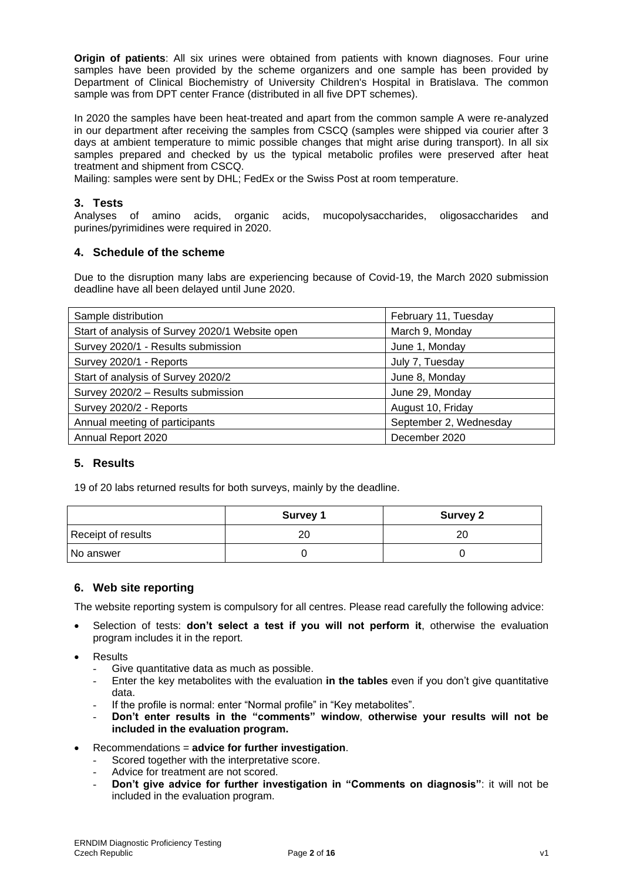**Origin of patients**: All six urines were obtained from patients with known diagnoses. Four urine samples have been provided by the scheme organizers and one sample has been provided by Department of Clinical Biochemistry of University Children's Hospital in Bratislava. The common sample was from DPT center France (distributed in all five DPT schemes).

In 2020 the samples have been heat-treated and apart from the common sample A were re-analyzed in our department after receiving the samples from CSCQ (samples were shipped via courier after 3 days at ambient temperature to mimic possible changes that might arise during transport). In all six samples prepared and checked by us the typical metabolic profiles were preserved after heat treatment and shipment from CSCQ.
Mailing: samples were sent by DHL; FedEx or the Swiss Post at room temperature.

## 3. Tests

Analyses of amino acids, organic acids, mucopolysaccharides, oligosaccharides and purines/pyrimidines were required in 2020.

## 4. Schedule of the scheme

Due to the disruption many labs are experiencing because of Covid-19, the March 2020 submission deadline have all been delayed until June 2020.

| Sample distribution | February 11, Tuesday |
|---|---|
| Start of analysis of Survey 2020/1 Website open | March 9, Monday |
| Survey 2020/1 - Results submission | June 1, Monday |
| Survey 2020/1 - Reports | July 7, Tuesday |
| Start of analysis of Survey 2020/2 | June 8, Monday |
| Survey 2020/2 – Results submission | June 29, Monday |
| Survey 2020/2 - Reports | August 10, Friday |
| Annual meeting of participants | September 2, Wednesday |
| Annual Report 2020 | December 2020 |

## 5. Results

19 of 20 labs returned results for both surveys, mainly by the deadline.

| | Survey 1 | Survey 2 |
|---|---|---|
| Receipt of results | 20 | 20 |
| No answer | 0 | 0 |

## 6. Web site reporting

The website reporting system is compulsory for all centres. Please read carefully the following advice:

- Selection of tests: **don't select a test if you will not perform it**, otherwise the evaluation program includes it in the report.
- Results
  - Give quantitative data as much as possible.
  - Enter the key metabolites with the evaluation **in the tables** even if you don't give quantitative data.
  - If the profile is normal: enter "Normal profile" in "Key metabolites".
  - **Don't enter results in the "comments" window**, **otherwise your results will not be included in the evaluation program.**
- Recommendations = **advice for further investigation**.
  - Scored together with the interpretative score.
  - Advice for treatment are not scored.
  - **Don't give advice for further investigation in "Comments on diagnosis"**: it will not be included in the evaluation program.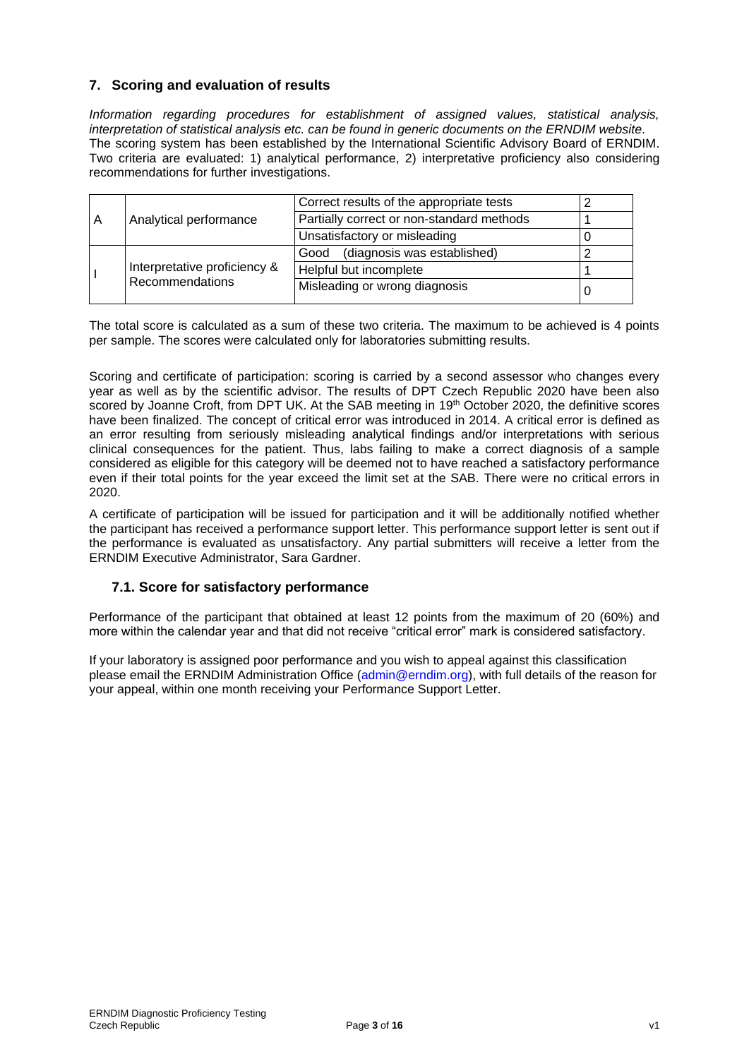## 7. Scoring and evaluation of results

*Information regarding procedures for establishment of assigned values, statistical analysis, interpretation of statistical analysis etc. can be found in generic documents on the ERNDIM website.* The scoring system has been established by the International Scientific Advisory Board of ERNDIM. Two criteria are evaluated: 1) analytical performance, 2) interpretative proficiency also considering recommendations for further investigations.

| | | | |
|---|---|---|---|
| A | Analytical performance | Correct results of the appropriate tests | 2 |
| | | Partially correct or non-standard methods | 1 |
| | | Unsatisfactory or misleading | 0 |
| I | Interpretative proficiency & Recommendations | Good (diagnosis was established) | 2 |
| | | Helpful but incomplete | 1 |
| | | Misleading or wrong diagnosis | 0 |

The total score is calculated as a sum of these two criteria. The maximum to be achieved is 4 points per sample. The scores were calculated only for laboratories submitting results.

Scoring and certificate of participation: scoring is carried by a second assessor who changes every year as well as by the scientific advisor. The results of DPT Czech Republic 2020 have been also scored by Joanne Croft, from DPT UK. At the SAB meeting in 19th October 2020, the definitive scores have been finalized. The concept of critical error was introduced in 2014. A critical error is defined as an error resulting from seriously misleading analytical findings and/or interpretations with serious clinical consequences for the patient. Thus, labs failing to make a correct diagnosis of a sample considered as eligible for this category will be deemed not to have reached a satisfactory performance even if their total points for the year exceed the limit set at the SAB. There were no critical errors in 2020.

A certificate of participation will be issued for participation and it will be additionally notified whether the participant has received a performance support letter. This performance support letter is sent out if the performance is evaluated as unsatisfactory. Any partial submitters will receive a letter from the ERNDIM Executive Administrator, Sara Gardner.

### 7.1. Score for satisfactory performance

Performance of the participant that obtained at least 12 points from the maximum of 20 (60%) and more within the calendar year and that did not receive "critical error" mark is considered satisfactory.

If your laboratory is assigned poor performance and you wish to appeal against this classification please email the ERNDIM Administration Office (admin@erndim.org), with full details of the reason for your appeal, within one month receiving your Performance Support Letter.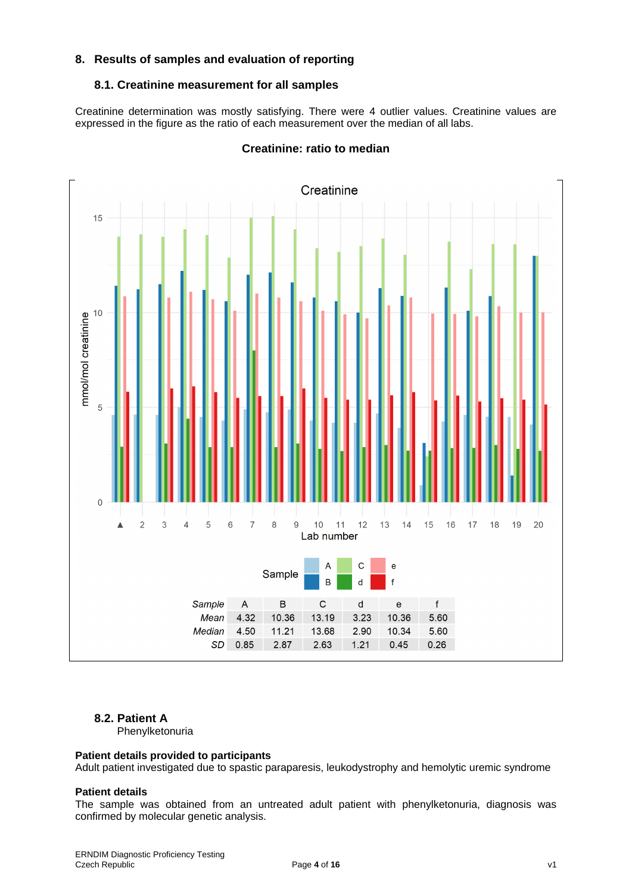## 8. Results of samples and evaluation of reporting

### 8.1. Creatinine measurement for all samples

Creatinine determination was mostly satisfying. There were 4 outlier values. Creatinine values are expressed in the figure as the ratio of each measurement over the median of all labs.

**Creatinine: ratio to median**

| Sample | A | B | C | d | e | f |
|---|---|---|---|---|---|---|
| *Mean* | 4.32 | 10.36 | 13.19 | 3.23 | 10.36 | 5.60 |
| *Median* | 4.50 | 11.21 | 13.68 | 2.90 | 10.34 | 5.60 |
| *SD* | 0.85 | 2.87 | 2.63 | 1.21 | 0.45 | 0.26 |

### 8.2. Patient A

Phenylketonuria

**Patient details provided to participants**

Adult patient investigated due to spastic paraparesis, leukodystrophy and hemolytic uremic syndrome

**Patient details**

The sample was obtained from an untreated adult patient with phenylketonuria, diagnosis was confirmed by molecular genetic analysis.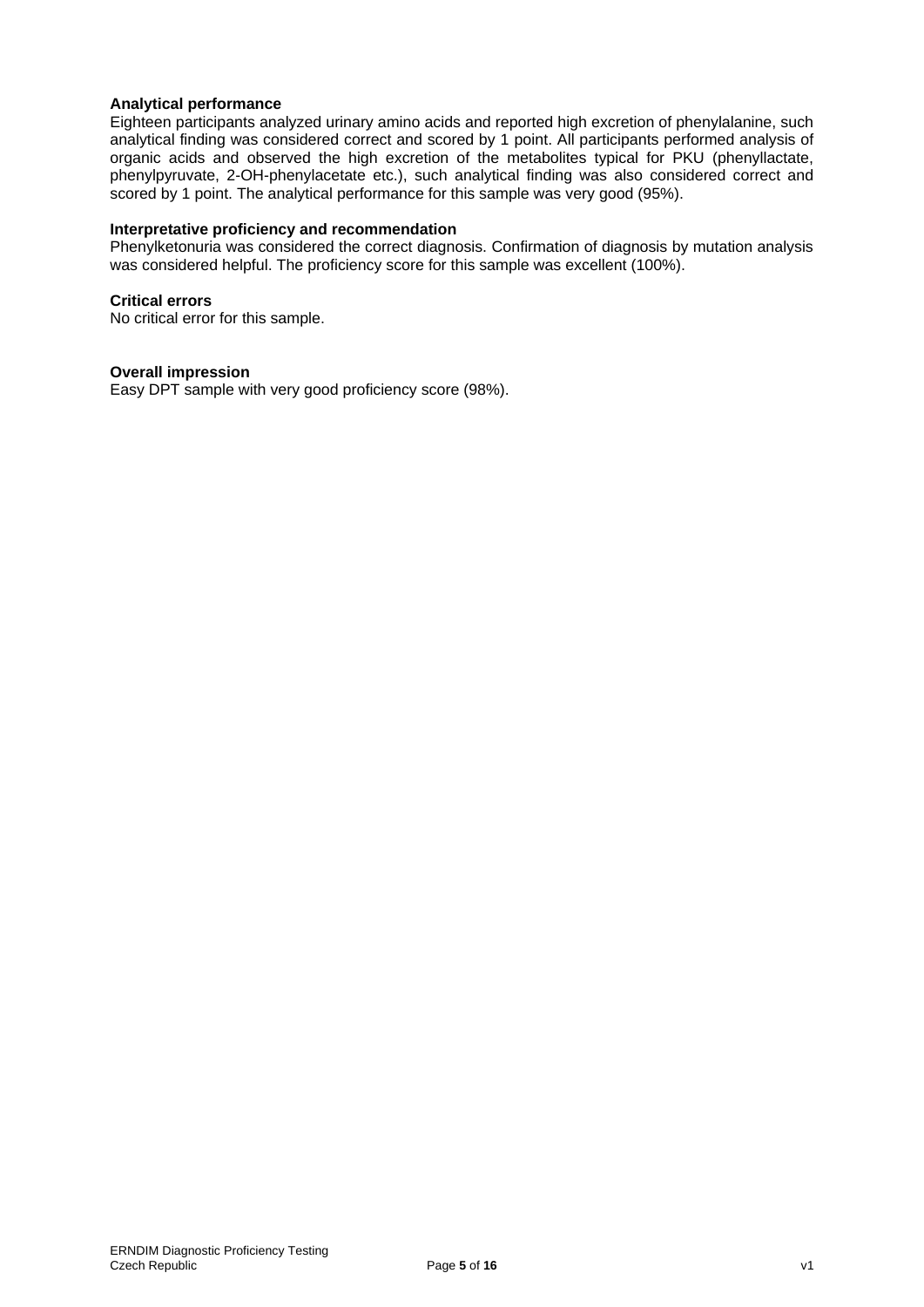**Analytical performance**

Eighteen participants analyzed urinary amino acids and reported high excretion of phenylalanine, such analytical finding was considered correct and scored by 1 point. All participants performed analysis of organic acids and observed the high excretion of the metabolites typical for PKU (phenyllactate, phenylpyruvate, 2-OH-phenylacetate etc.), such analytical finding was also considered correct and scored by 1 point. The analytical performance for this sample was very good (95%).

**Interpretative proficiency and recommendation**

Phenylketonuria was considered the correct diagnosis. Confirmation of diagnosis by mutation analysis was considered helpful. The proficiency score for this sample was excellent (100%).

**Critical errors**

No critical error for this sample.

**Overall impression**

Easy DPT sample with very good proficiency score (98%).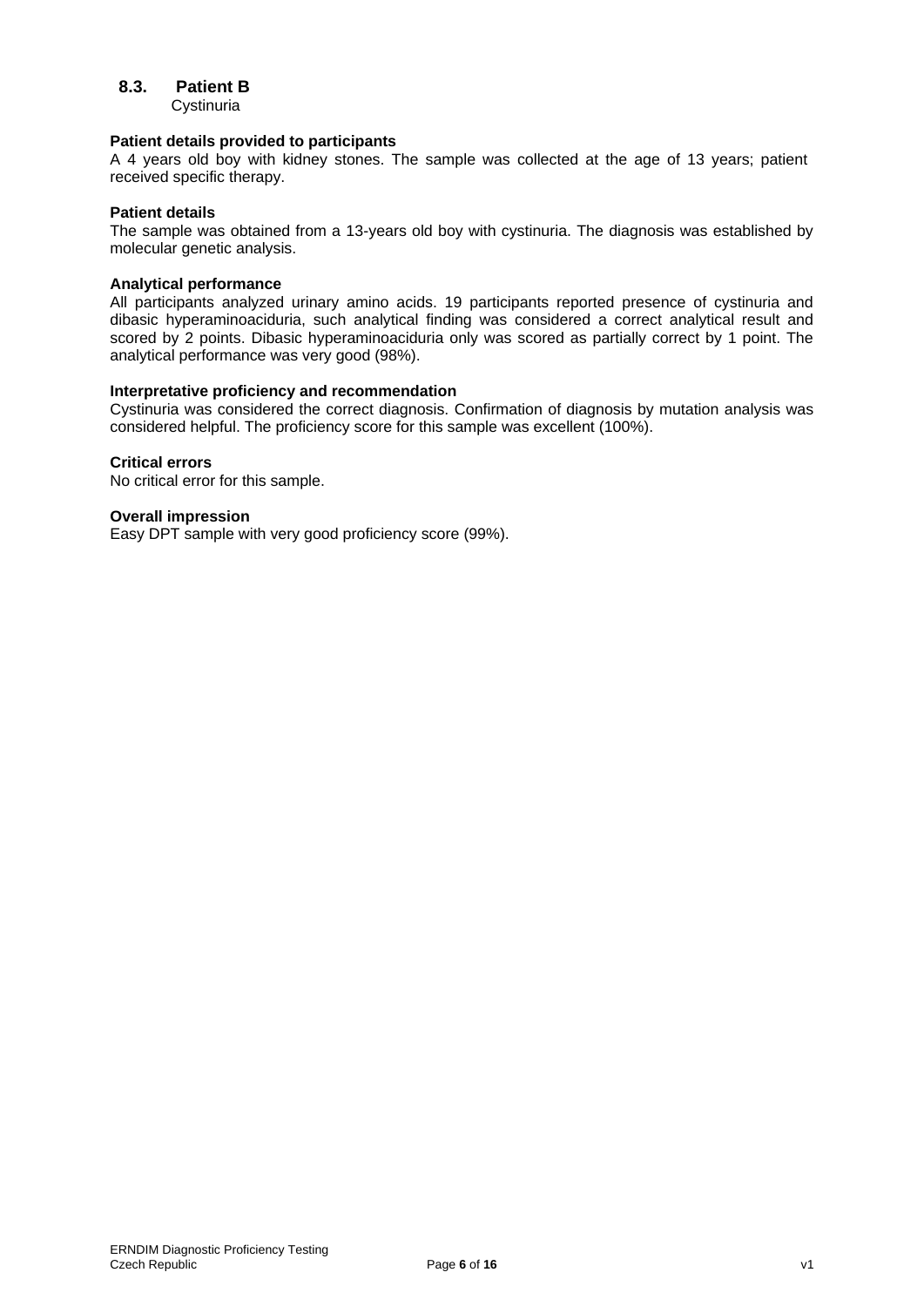### 8.3. Patient B

Cystinuria

**Patient details provided to participants**

A 4 years old boy with kidney stones. The sample was collected at the age of 13 years; patient received specific therapy.

**Patient details**

The sample was obtained from a 13-years old boy with cystinuria. The diagnosis was established by molecular genetic analysis.

**Analytical performance**

All participants analyzed urinary amino acids. 19 participants reported presence of cystinuria and dibasic hyperaminoaciduria, such analytical finding was considered a correct analytical result and scored by 2 points. Dibasic hyperaminoaciduria only was scored as partially correct by 1 point. The analytical performance was very good (98%).

**Interpretative proficiency and recommendation**

Cystinuria was considered the correct diagnosis. Confirmation of diagnosis by mutation analysis was considered helpful. The proficiency score for this sample was excellent (100%).

**Critical errors**

No critical error for this sample.

**Overall impression**

Easy DPT sample with very good proficiency score (99%).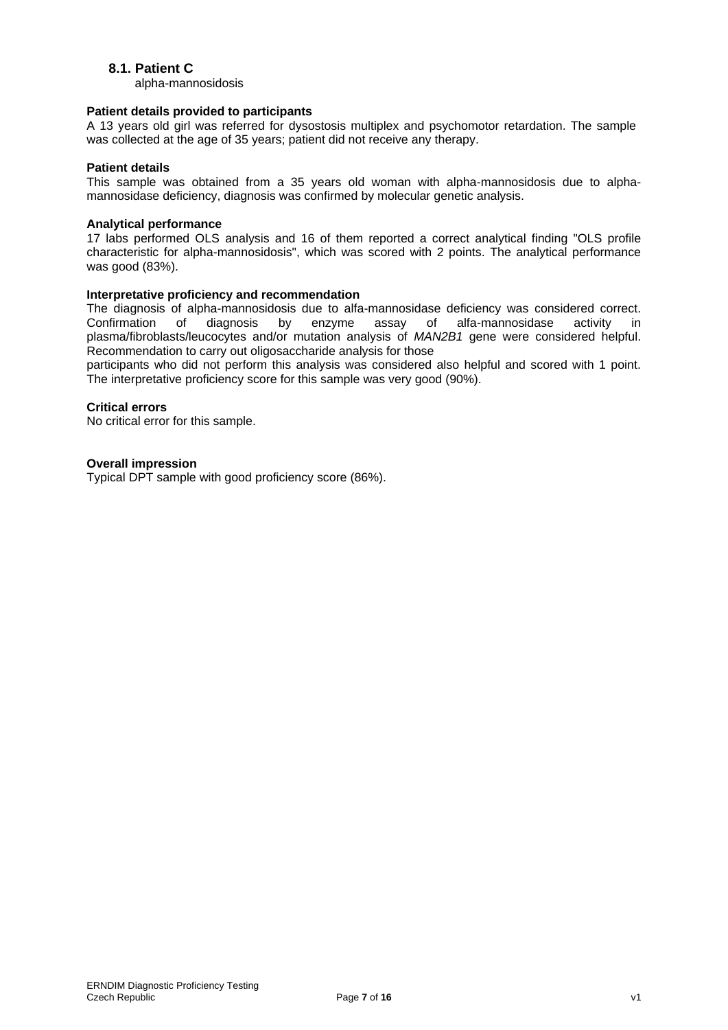### 8.1. Patient C

alpha-mannosidosis

**Patient details provided to participants**

A 13 years old girl was referred for dysostosis multiplex and psychomotor retardation. The sample was collected at the age of 35 years; patient did not receive any therapy.

**Patient details**

This sample was obtained from a 35 years old woman with alpha-mannosidosis due to alpha-mannosidase deficiency, diagnosis was confirmed by molecular genetic analysis.

**Analytical performance**

17 labs performed OLS analysis and 16 of them reported a correct analytical finding "OLS profile characteristic for alpha-mannosidosis", which was scored with 2 points. The analytical performance was good (83%).

**Interpretative proficiency and recommendation**

The diagnosis of alpha-mannosidosis due to alfa-mannosidase deficiency was considered correct. Confirmation of diagnosis by enzyme assay of alfa-mannosidase activity in plasma/fibroblasts/leucocytes and/or mutation analysis of *MAN2B1* gene were considered helpful. Recommendation to carry out oligosaccharide analysis for those

participants who did not perform this analysis was considered also helpful and scored with 1 point. The interpretative proficiency score for this sample was very good (90%).

**Critical errors**

No critical error for this sample.

**Overall impression**

Typical DPT sample with good proficiency score (86%).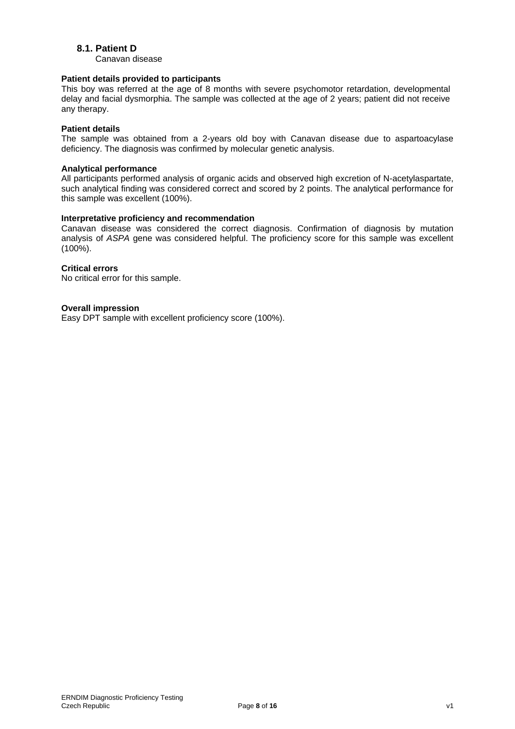## 8.1. Patient D

Canavan disease

**Patient details provided to participants**

This boy was referred at the age of 8 months with severe psychomotor retardation, developmental delay and facial dysmorphia. The sample was collected at the age of 2 years; patient did not receive any therapy.

**Patient details**

The sample was obtained from a 2-years old boy with Canavan disease due to aspartoacylase deficiency. The diagnosis was confirmed by molecular genetic analysis.

**Analytical performance**

All participants performed analysis of organic acids and observed high excretion of N-acetylaspartate, such analytical finding was considered correct and scored by 2 points. The analytical performance for this sample was excellent (100%).

**Interpretative proficiency and recommendation**

Canavan disease was considered the correct diagnosis. Confirmation of diagnosis by mutation analysis of *ASPA* gene was considered helpful. The proficiency score for this sample was excellent (100%).

**Critical errors**

No critical error for this sample.

**Overall impression**

Easy DPT sample with excellent proficiency score (100%).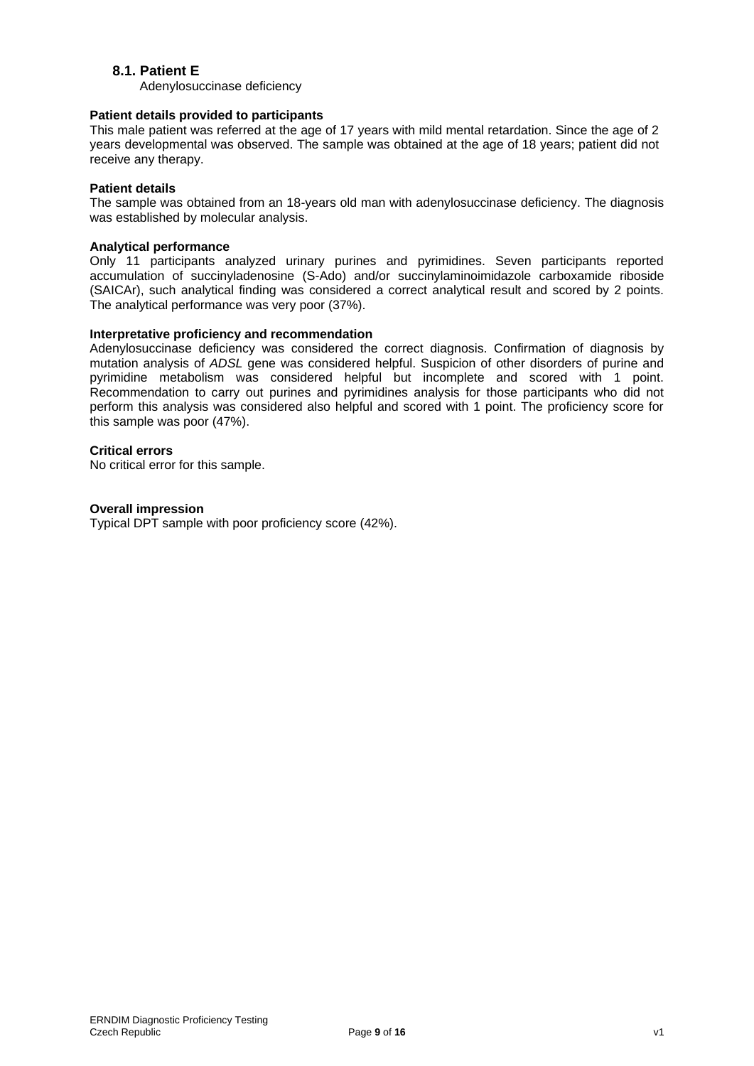### 8.1. Patient E

Adenylosuccinase deficiency

**Patient details provided to participants**

This male patient was referred at the age of 17 years with mild mental retardation. Since the age of 2 years developmental was observed. The sample was obtained at the age of 18 years; patient did not receive any therapy.

**Patient details**

The sample was obtained from an 18-years old man with adenylosuccinase deficiency. The diagnosis was established by molecular analysis.

**Analytical performance**

Only 11 participants analyzed urinary purines and pyrimidines. Seven participants reported accumulation of succinyladenosine (S-Ado) and/or succinylaminoimidazole carboxamide riboside (SAICAr), such analytical finding was considered a correct analytical result and scored by 2 points. The analytical performance was very poor (37%).

**Interpretative proficiency and recommendation**

Adenylosuccinase deficiency was considered the correct diagnosis. Confirmation of diagnosis by mutation analysis of *ADSL* gene was considered helpful. Suspicion of other disorders of purine and pyrimidine metabolism was considered helpful but incomplete and scored with 1 point. Recommendation to carry out purines and pyrimidines analysis for those participants who did not perform this analysis was considered also helpful and scored with 1 point. The proficiency score for this sample was poor (47%).

**Critical errors**

No critical error for this sample.

**Overall impression**

Typical DPT sample with poor proficiency score (42%).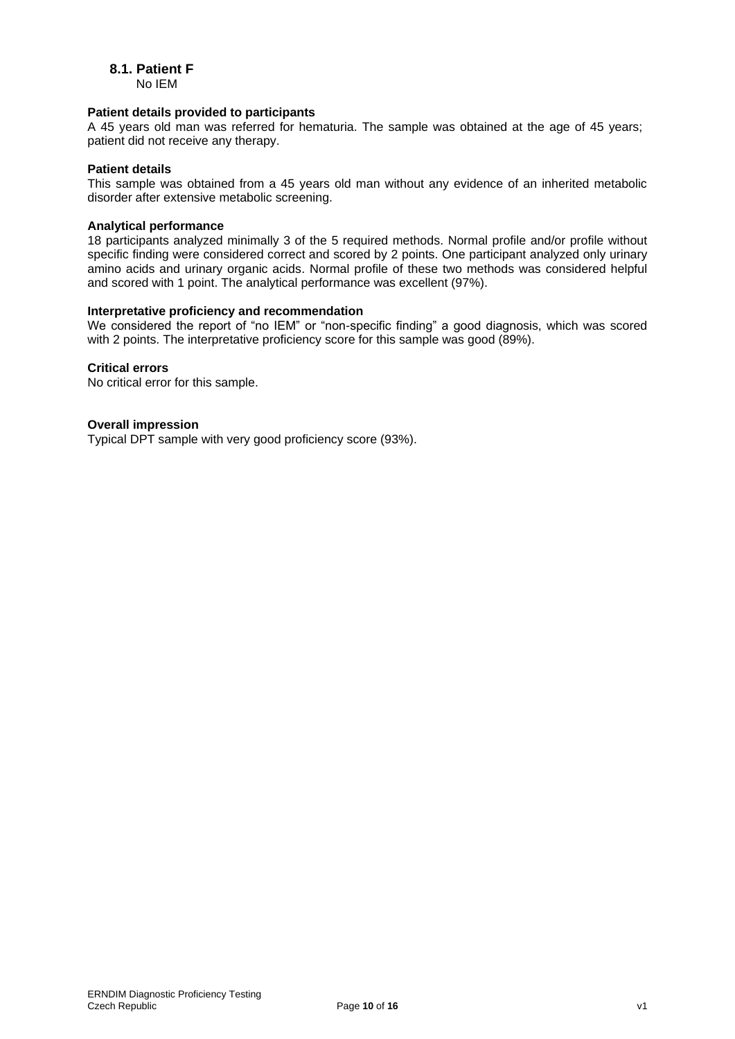### 8.1. Patient F

No IEM

**Patient details provided to participants**

A 45 years old man was referred for hematuria. The sample was obtained at the age of 45 years; patient did not receive any therapy.

**Patient details**

This sample was obtained from a 45 years old man without any evidence of an inherited metabolic disorder after extensive metabolic screening.

**Analytical performance**

18 participants analyzed minimally 3 of the 5 required methods. Normal profile and/or profile without specific finding were considered correct and scored by 2 points. One participant analyzed only urinary amino acids and urinary organic acids. Normal profile of these two methods was considered helpful and scored with 1 point. The analytical performance was excellent (97%).

**Interpretative proficiency and recommendation**

We considered the report of "no IEM" or "non-specific finding" a good diagnosis, which was scored with 2 points. The interpretative proficiency score for this sample was good (89%).

**Critical errors**

No critical error for this sample.

**Overall impression**

Typical DPT sample with very good proficiency score (93%).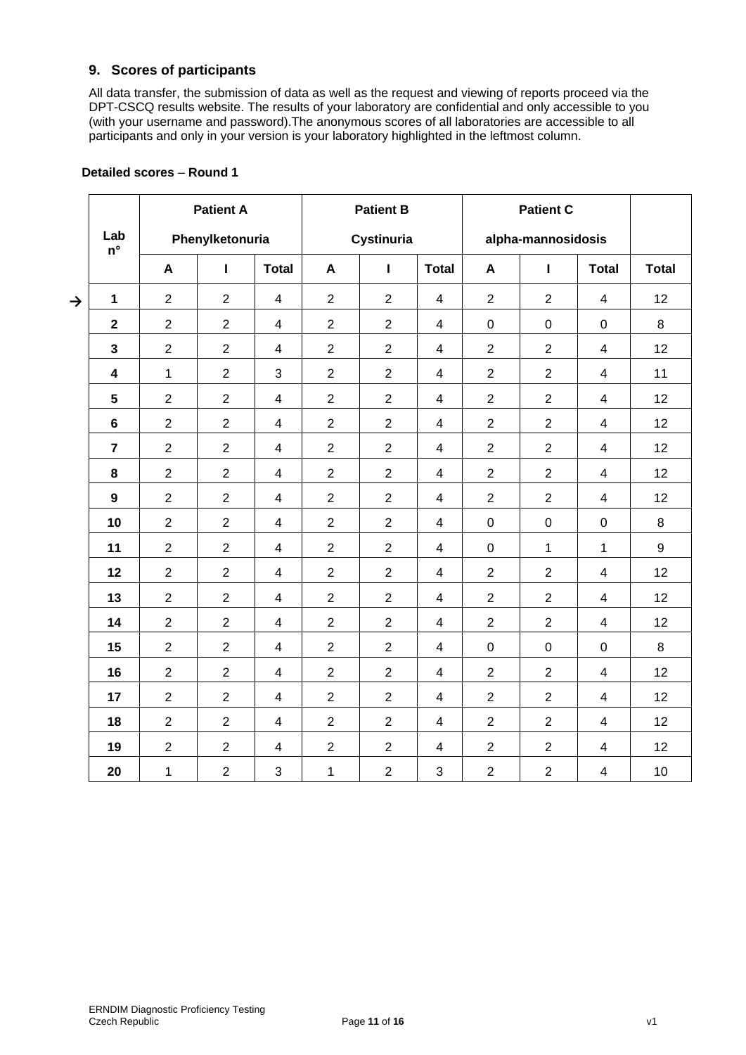## 9. Scores of participants

All data transfer, the submission of data as well as the request and viewing of reports proceed via the DPT-CSCQ results website. The results of your laboratory are confidential and only accessible to you (with your username and password).The anonymous scores of all laboratories are accessible to all participants and only in your version is your laboratory highlighted in the leftmost column.

**Detailed scores – Round 1**

| | Lab n° | Patient A Phenylketonuria | | | Patient B Cystinuria | | | Patient C alpha-mannosidosis | | | |
|---|---|---|---|---|---|---|---|---|---|---|---|
| | | A | I | Total | A | I | Total | A | I | Total | Total |
| → | 1 | 2 | 2 | 4 | 2 | 2 | 4 | 2 | 2 | 4 | 12 |
| | 2 | 2 | 2 | 4 | 2 | 2 | 4 | 0 | 0 | 0 | 8 |
| | 3 | 2 | 2 | 4 | 2 | 2 | 4 | 2 | 2 | 4 | 12 |
| | 4 | 1 | 2 | 3 | 2 | 2 | 4 | 2 | 2 | 4 | 11 |
| | 5 | 2 | 2 | 4 | 2 | 2 | 4 | 2 | 2 | 4 | 12 |
| | 6 | 2 | 2 | 4 | 2 | 2 | 4 | 2 | 2 | 4 | 12 |
| | 7 | 2 | 2 | 4 | 2 | 2 | 4 | 2 | 2 | 4 | 12 |
| | 8 | 2 | 2 | 4 | 2 | 2 | 4 | 2 | 2 | 4 | 12 |
| | 9 | 2 | 2 | 4 | 2 | 2 | 4 | 2 | 2 | 4 | 12 |
| | 10 | 2 | 2 | 4 | 2 | 2 | 4 | 0 | 0 | 0 | 8 |
| | 11 | 2 | 2 | 4 | 2 | 2 | 4 | 0 | 1 | 1 | 9 |
| | 12 | 2 | 2 | 4 | 2 | 2 | 4 | 2 | 2 | 4 | 12 |
| | 13 | 2 | 2 | 4 | 2 | 2 | 4 | 2 | 2 | 4 | 12 |
| | 14 | 2 | 2 | 4 | 2 | 2 | 4 | 2 | 2 | 4 | 12 |
| | 15 | 2 | 2 | 4 | 2 | 2 | 4 | 0 | 0 | 0 | 8 |
| | 16 | 2 | 2 | 4 | 2 | 2 | 4 | 2 | 2 | 4 | 12 |
| | 17 | 2 | 2 | 4 | 2 | 2 | 4 | 2 | 2 | 4 | 12 |
| | 18 | 2 | 2 | 4 | 2 | 2 | 4 | 2 | 2 | 4 | 12 |
| | 19 | 2 | 2 | 4 | 2 | 2 | 4 | 2 | 2 | 4 | 12 |
| | 20 | 1 | 2 | 3 | 1 | 2 | 3 | 2 | 2 | 4 | 10 |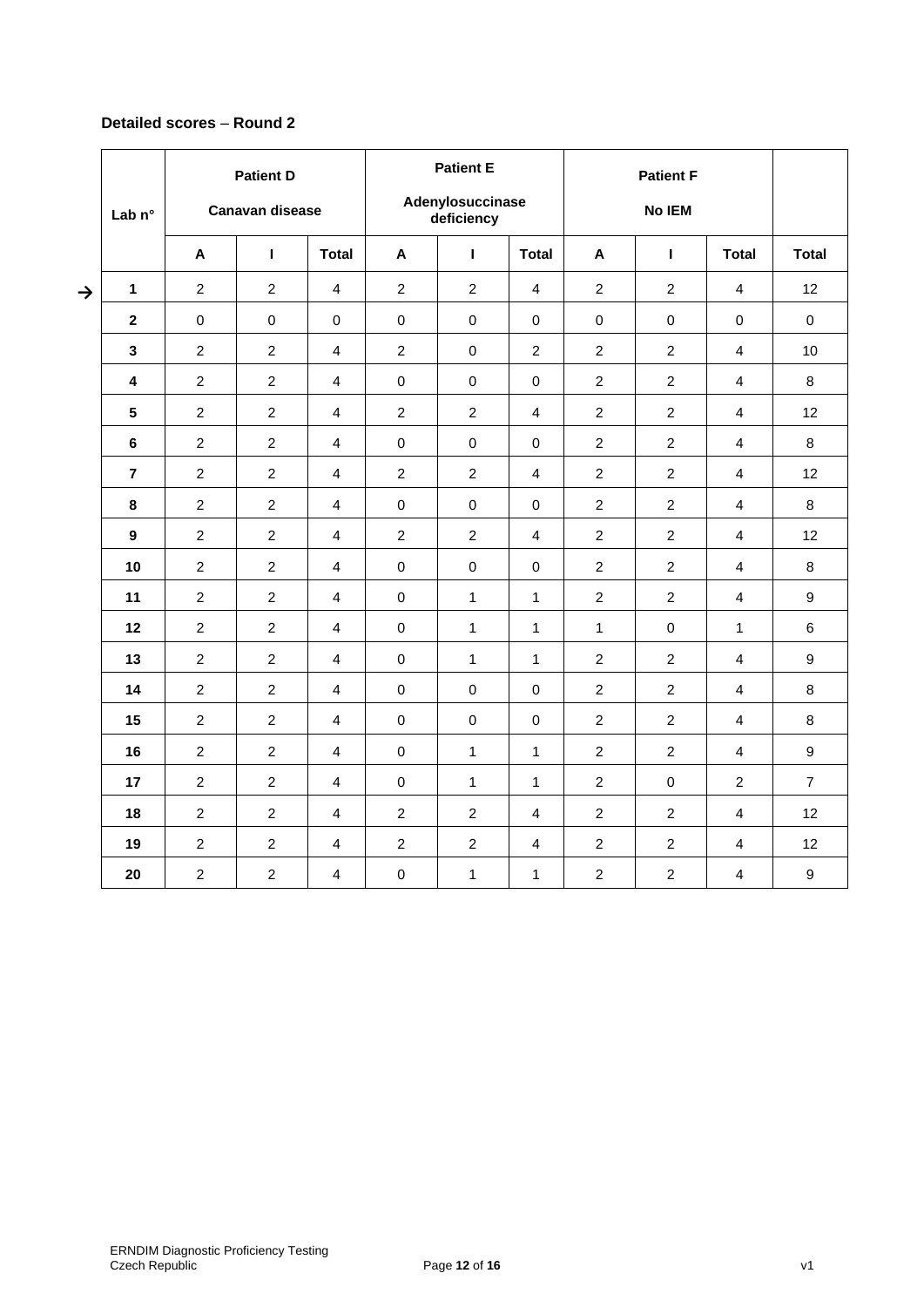**Detailed scores – Round 2**

| Lab n° | Patient D Canavan disease | | | Patient E Adenylosuccinase deficiency | | | Patient F No IEM | | | Total |
|---|---|---|---|---|---|---|---|---|---|---|
| | A | I | Total | A | I | Total | A | I | Total | Total |
| → 1 | 2 | 2 | 4 | 2 | 2 | 4 | 2 | 2 | 4 | 12 |
| 2 | 0 | 0 | 0 | 0 | 0 | 0 | 0 | 0 | 0 | 0 |
| 3 | 2 | 2 | 4 | 2 | 0 | 2 | 2 | 2 | 4 | 10 |
| 4 | 2 | 2 | 4 | 0 | 0 | 0 | 2 | 2 | 4 | 8 |
| 5 | 2 | 2 | 4 | 2 | 2 | 4 | 2 | 2 | 4 | 12 |
| 6 | 2 | 2 | 4 | 0 | 0 | 0 | 2 | 2 | 4 | 8 |
| 7 | 2 | 2 | 4 | 2 | 2 | 4 | 2 | 2 | 4 | 12 |
| 8 | 2 | 2 | 4 | 0 | 0 | 0 | 2 | 2 | 4 | 8 |
| 9 | 2 | 2 | 4 | 2 | 2 | 4 | 2 | 2 | 4 | 12 |
| 10 | 2 | 2 | 4 | 0 | 0 | 0 | 2 | 2 | 4 | 8 |
| 11 | 2 | 2 | 4 | 0 | 1 | 1 | 2 | 2 | 4 | 9 |
| 12 | 2 | 2 | 4 | 0 | 1 | 1 | 1 | 0 | 1 | 6 |
| 13 | 2 | 2 | 4 | 0 | 1 | 1 | 2 | 2 | 4 | 9 |
| 14 | 2 | 2 | 4 | 0 | 0 | 0 | 2 | 2 | 4 | 8 |
| 15 | 2 | 2 | 4 | 0 | 0 | 0 | 2 | 2 | 4 | 8 |
| 16 | 2 | 2 | 4 | 0 | 1 | 1 | 2 | 2 | 4 | 9 |
| 17 | 2 | 2 | 4 | 0 | 1 | 1 | 2 | 0 | 2 | 7 |
| 18 | 2 | 2 | 4 | 2 | 2 | 4 | 2 | 2 | 4 | 12 |
| 19 | 2 | 2 | 4 | 2 | 2 | 4 | 2 | 2 | 4 | 12 |
| 20 | 2 | 2 | 4 | 0 | 1 | 1 | 2 | 2 | 4 | 9 |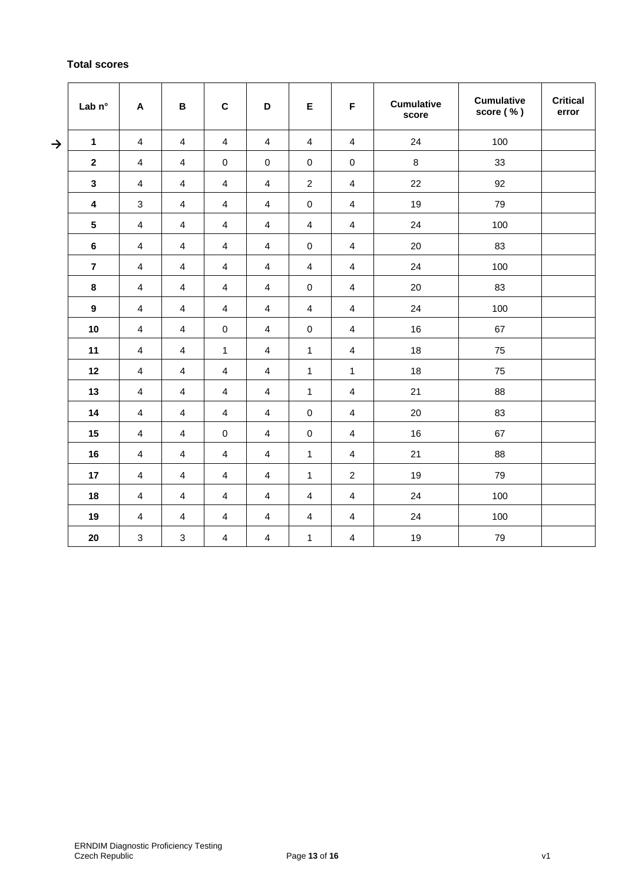**Total scores**

| Lab n° | A | B | C | D | E | F | Cumulative score | Cumulative score ( % ) | Critical error |
|---|---|---|---|---|---|---|---|---|---|
| → **1** | 4 | 4 | 4 | 4 | 4 | 4 | 24 | 100 | |
| **2** | 4 | 4 | 0 | 0 | 0 | 0 | 8 | 33 | |
| **3** | 4 | 4 | 4 | 4 | 2 | 4 | 22 | 92 | |
| **4** | 3 | 4 | 4 | 4 | 0 | 4 | 19 | 79 | |
| **5** | 4 | 4 | 4 | 4 | 4 | 4 | 24 | 100 | |
| **6** | 4 | 4 | 4 | 4 | 0 | 4 | 20 | 83 | |
| **7** | 4 | 4 | 4 | 4 | 4 | 4 | 24 | 100 | |
| **8** | 4 | 4 | 4 | 4 | 0 | 4 | 20 | 83 | |
| **9** | 4 | 4 | 4 | 4 | 4 | 4 | 24 | 100 | |
| **10** | 4 | 4 | 0 | 4 | 0 | 4 | 16 | 67 | |
| **11** | 4 | 4 | 1 | 4 | 1 | 4 | 18 | 75 | |
| **12** | 4 | 4 | 4 | 4 | 1 | 1 | 18 | 75 | |
| **13** | 4 | 4 | 4 | 4 | 1 | 4 | 21 | 88 | |
| **14** | 4 | 4 | 4 | 4 | 0 | 4 | 20 | 83 | |
| **15** | 4 | 4 | 0 | 4 | 0 | 4 | 16 | 67 | |
| **16** | 4 | 4 | 4 | 4 | 1 | 4 | 21 | 88 | |
| **17** | 4 | 4 | 4 | 4 | 1 | 2 | 19 | 79 | |
| **18** | 4 | 4 | 4 | 4 | 4 | 4 | 24 | 100 | |
| **19** | 4 | 4 | 4 | 4 | 4 | 4 | 24 | 100 | |
| **20** | 3 | 3 | 4 | 4 | 1 | 4 | 19 | 79 | |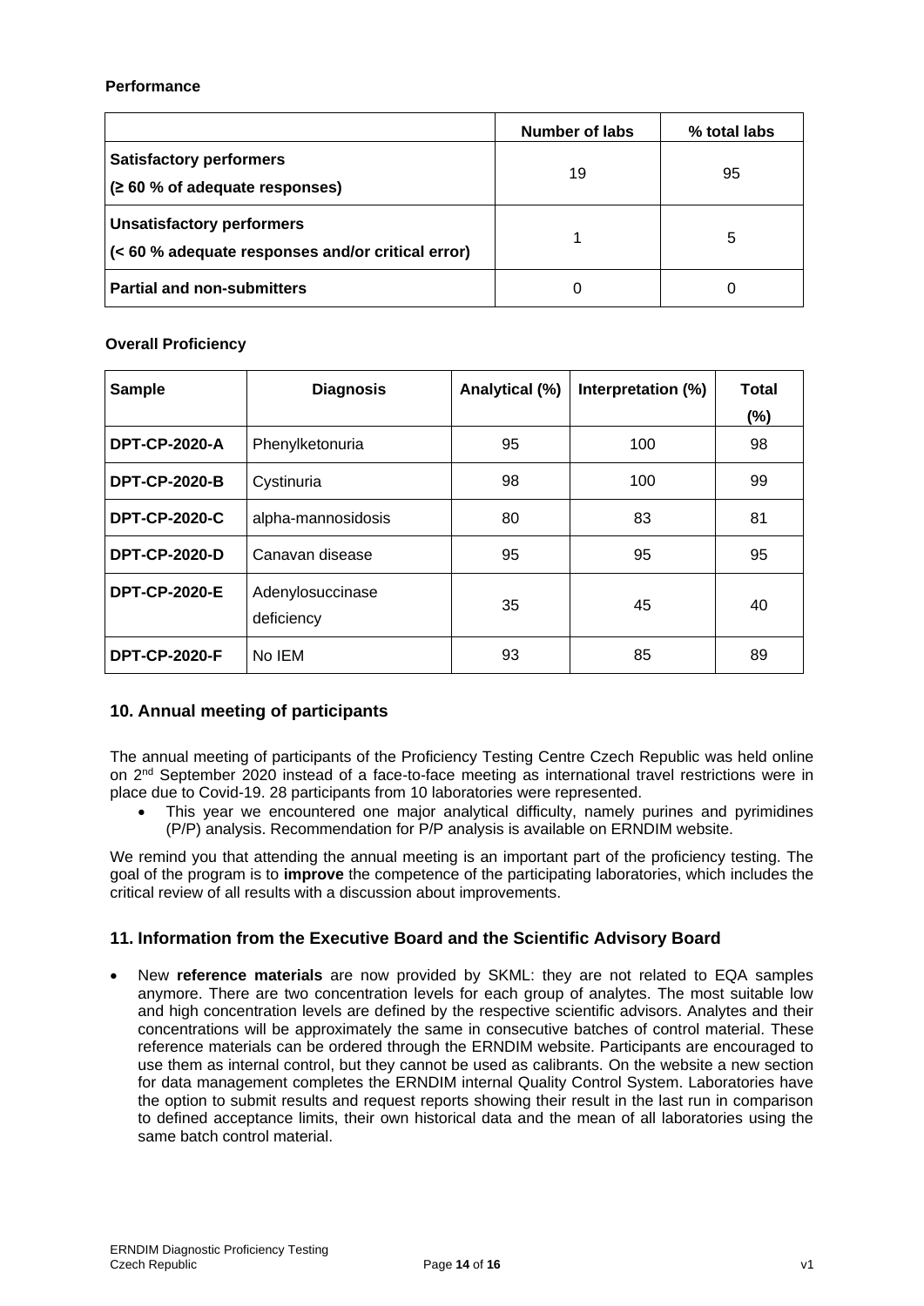**Performance**

| | Number of labs | % total labs |
|---|---|---|
| **Satisfactory performers** **(≥ 60 % of adequate responses)** | 19 | 95 |
| **Unsatisfactory performers** **(< 60 % adequate responses and/or critical error)** | 1 | 5 |
| **Partial and non-submitters** | 0 | 0 |

**Overall Proficiency**

| Sample | Diagnosis | Analytical (%) | Interpretation (%) | Total (%) |
|---|---|---|---|---|
| **DPT-CP-2020-A** | Phenylketonuria | 95 | 100 | 98 |
| **DPT-CP-2020-B** | Cystinuria | 98 | 100 | 99 |
| **DPT-CP-2020-C** | alpha-mannosidosis | 80 | 83 | 81 |
| **DPT-CP-2020-D** | Canavan disease | 95 | 95 | 95 |
| **DPT-CP-2020-E** | Adenylosuccinase deficiency | 35 | 45 | 40 |
| **DPT-CP-2020-F** | No IEM | 93 | 85 | 89 |

## 10. Annual meeting of participants

The annual meeting of participants of the Proficiency Testing Centre Czech Republic was held online on 2nd September 2020 instead of a face-to-face meeting as international travel restrictions were in place due to Covid-19. 28 participants from 10 laboratories were represented.

- This year we encountered one major analytical difficulty, namely purines and pyrimidines (P/P) analysis. Recommendation for P/P analysis is available on ERNDIM website.

We remind you that attending the annual meeting is an important part of the proficiency testing. The goal of the program is to **improve** the competence of the participating laboratories, which includes the critical review of all results with a discussion about improvements.

## 11. Information from the Executive Board and the Scientific Advisory Board

- New **reference materials** are now provided by SKML: they are not related to EQA samples anymore. There are two concentration levels for each group of analytes. The most suitable low and high concentration levels are defined by the respective scientific advisors. Analytes and their concentrations will be approximately the same in consecutive batches of control material. These reference materials can be ordered through the ERNDIM website. Participants are encouraged to use them as internal control, but they cannot be used as calibrants. On the website a new section for data management completes the ERNDIM internal Quality Control System. Laboratories have the option to submit results and request reports showing their result in the last run in comparison to defined acceptance limits, their own historical data and the mean of all laboratories using the same batch control material.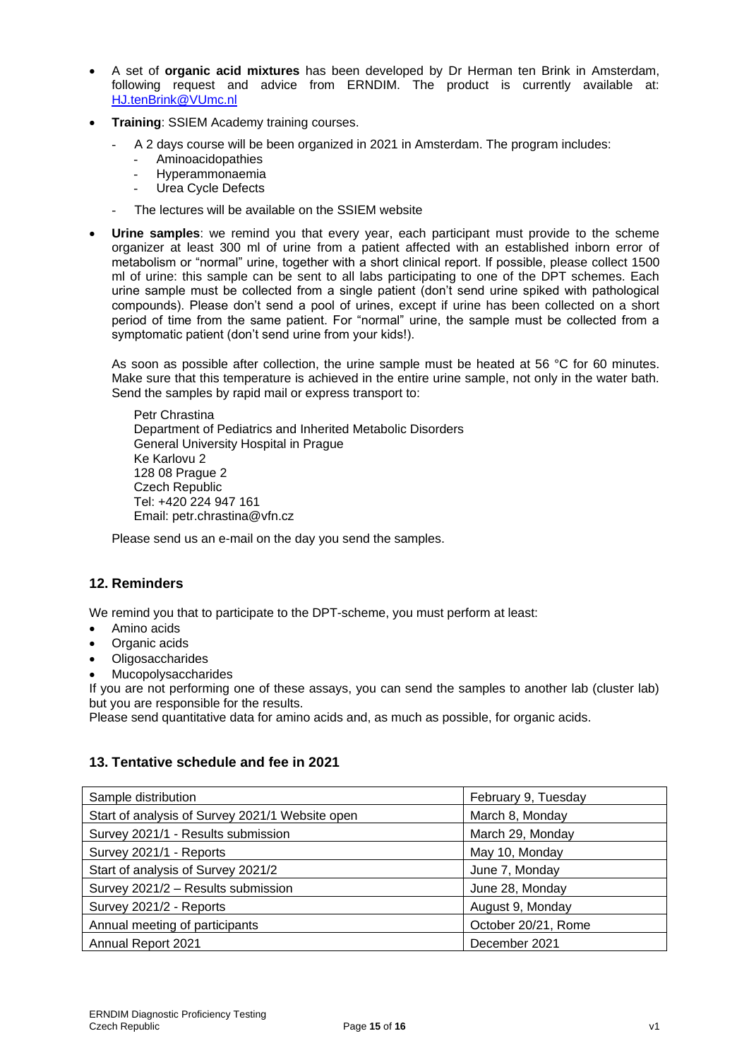- A set of **organic acid mixtures** has been developed by Dr Herman ten Brink in Amsterdam, following request and advice from ERNDIM. The product is currently available at: HJ.tenBrink@VUmc.nl
- **Training**: SSIEM Academy training courses.
  - A 2 days course will be been organized in 2021 in Amsterdam. The program includes:
    - Aminoacidopathies
    - Hyperammonaemia
    - Urea Cycle Defects
  - The lectures will be available on the SSIEM website
- **Urine samples**: we remind you that every year, each participant must provide to the scheme organizer at least 300 ml of urine from a patient affected with an established inborn error of metabolism or "normal" urine, together with a short clinical report. If possible, please collect 1500 ml of urine: this sample can be sent to all labs participating to one of the DPT schemes. Each urine sample must be collected from a single patient (don't send urine spiked with pathological compounds). Please don't send a pool of urines, except if urine has been collected on a short period of time from the same patient. For "normal" urine, the sample must be collected from a symptomatic patient (don't send urine from your kids!).

  As soon as possible after collection, the urine sample must be heated at 56 °C for 60 minutes. Make sure that this temperature is achieved in the entire urine sample, not only in the water bath. Send the samples by rapid mail or express transport to:

  Petr Chrastina  
  Department of Pediatrics and Inherited Metabolic Disorders  
  General University Hospital in Prague  
  Ke Karlovu 2  
  128 08 Prague 2  
  Czech Republic  
  Tel: +420 224 947 161  
  Email: petr.chrastina@vfn.cz

  Please send us an e-mail on the day you send the samples.

## 12. Reminders

We remind you that to participate to the DPT-scheme, you must perform at least:

- Amino acids
- Organic acids
- Oligosaccharides
- Mucopolysaccharides

If you are not performing one of these assays, you can send the samples to another lab (cluster lab) but you are responsible for the results.
Please send quantitative data for amino acids and, as much as possible, for organic acids.

## 13. Tentative schedule and fee in 2021

| Sample distribution | February 9, Tuesday |
|---|---|
| Start of analysis of Survey 2021/1 Website open | March 8, Monday |
| Survey 2021/1 - Results submission | March 29, Monday |
| Survey 2021/1 - Reports | May 10, Monday |
| Start of analysis of Survey 2021/2 | June 7, Monday |
| Survey 2021/2 – Results submission | June 28, Monday |
| Survey 2021/2 - Reports | August 9, Monday |
| Annual meeting of participants | October 20/21, Rome |
| Annual Report 2021 | December 2021 |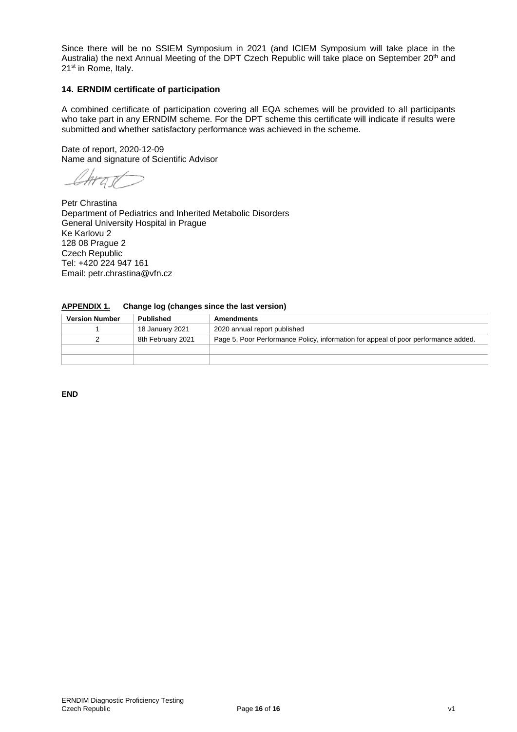Since there will be no SSIEM Symposium in 2021 (and ICIEM Symposium will take place in the Australia) the next Annual Meeting of the DPT Czech Republic will take place on September 20th and 21st in Rome, Italy.

## 14. ERNDIM certificate of participation

A combined certificate of participation covering all EQA schemes will be provided to all participants who take part in any ERNDIM scheme. For the DPT scheme this certificate will indicate if results were submitted and whether satisfactory performance was achieved in the scheme.

Date of report, 2020-12-09
Name and signature of Scientific Advisor

Petr Chrastina
Department of Pediatrics and Inherited Metabolic Disorders
General University Hospital in Prague
Ke Karlovu 2
128 08 Prague 2
Czech Republic
Tel: +420 224 947 161
Email: petr.chrastina@vfn.cz

**APPENDIX 1. Change log (changes since the last version)**

| Version Number | Published | Amendments |
|---|---|---|
| 1 | 18 January 2021 | 2020 annual report published |
| 2 | 8th February 2021 | Page 5, Poor Performance Policy, information for appeal of poor performance added. |
| | | |
| | | |

**END**